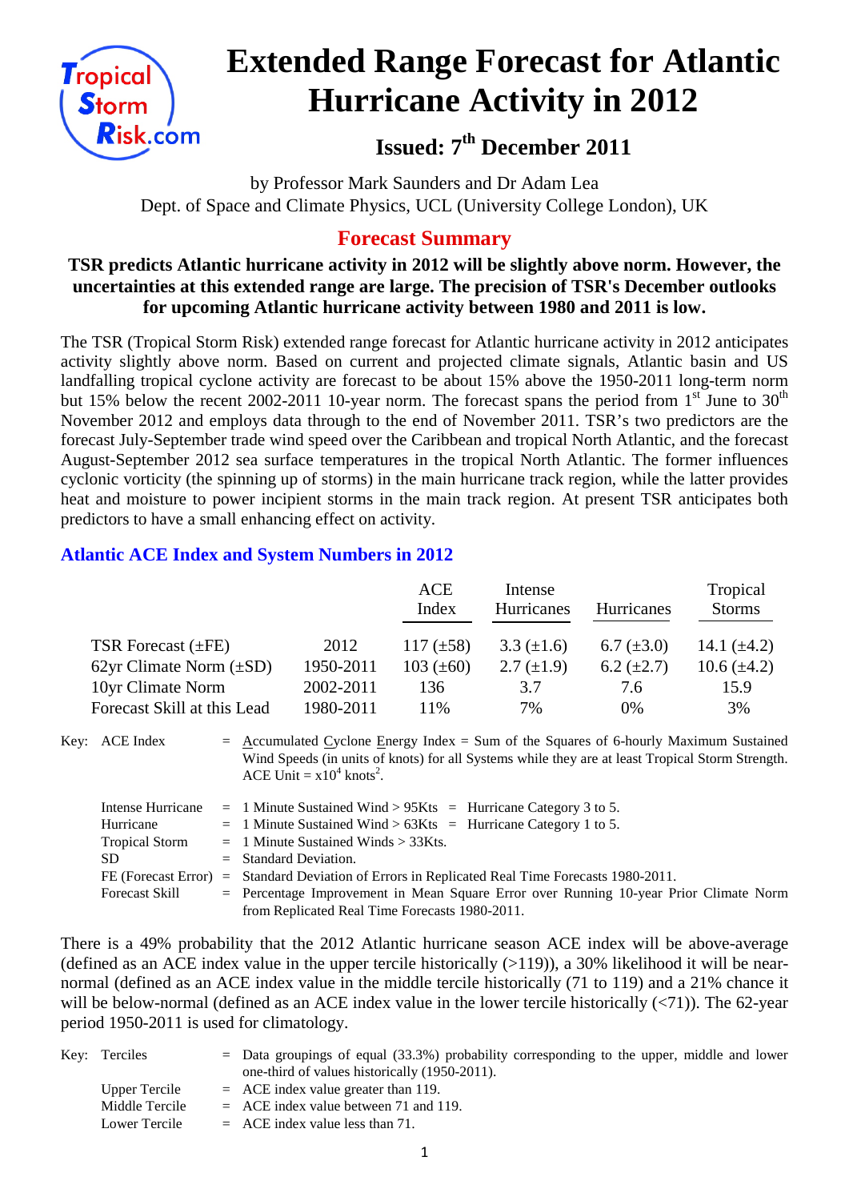# Extended Range Forecast for Atlantic Hurricane Activity in 2012

## Issued: 7th December 2011

by Professor Mark Saunders and Dr Adam Lea
Dept. of Space and Climate Physics, UCL (University College London), UK

## Forecast Summary

**TSR predicts Atlantic hurricane activity in 2012 will be slightly above norm. However, the uncertainties at this extended range are large. The precision of TSR's December outlooks for upcoming Atlantic hurricane activity between 1980 and 2011 is low.**

The TSR (Tropical Storm Risk) extended range forecast for Atlantic hurricane activity in 2012 anticipates activity slightly above norm. Based on current and projected climate signals, Atlantic basin and US landfalling tropical cyclone activity are forecast to be about 15% above the 1950-2011 long-term norm but 15% below the recent 2002-2011 10-year norm. The forecast spans the period from 1st June to 30th November 2012 and employs data through to the end of November 2011. TSR's two predictors are the forecast July-September trade wind speed over the Caribbean and tropical North Atlantic, and the forecast August-September 2012 sea surface temperatures in the tropical North Atlantic. The former influences cyclonic vorticity (the spinning up of storms) in the main hurricane track region, while the latter provides heat and moisture to power incipient storms in the main track region. At present TSR anticipates both predictors to have a small enhancing effect on activity.

### Atlantic ACE Index and System Numbers in 2012

| | | ACE Index | Intense Hurricanes | Hurricanes | Tropical Storms |
|---|---|---|---|---|---|
| TSR Forecast (±FE) | 2012 | 117 (±58) | 3.3 (±1.6) | 6.7 (±3.0) | 14.1 (±4.2) |
| 62yr Climate Norm (±SD) | 1950-2011 | 103 (±60) | 2.7 (±1.9) | 6.2 (±2.7) | 10.6 (±4.2) |
| 10yr Climate Norm | 2002-2011 | 136 | 3.7 | 7.6 | 15.9 |
| Forecast Skill at this Lead | 1980-2011 | 11% | 7% | 0% | 3% |

Key:
- ACE Index = Accumulated Cyclone Energy Index = Sum of the Squares of 6-hourly Maximum Sustained Wind Speeds (in units of knots) for all Systems while they are at least Tropical Storm Strength. ACE Unit = $x10^4$ knots$^2$.
- Intense Hurricane = 1 Minute Sustained Wind > 95Kts = Hurricane Category 3 to 5.
- Hurricane = 1 Minute Sustained Wind > 63Kts = Hurricane Category 1 to 5.
- Tropical Storm = 1 Minute Sustained Winds > 33Kts.
- SD = Standard Deviation.
- FE (Forecast Error) = Standard Deviation of Errors in Replicated Real Time Forecasts 1980-2011.
- Forecast Skill = Percentage Improvement in Mean Square Error over Running 10-year Prior Climate Norm from Replicated Real Time Forecasts 1980-2011.

There is a 49% probability that the 2012 Atlantic hurricane season ACE index will be above-average (defined as an ACE index value in the upper tercile historically (>119)), a 30% likelihood it will be near-normal (defined as an ACE index value in the middle tercile historically (71 to 119) and a 21% chance it will be below-normal (defined as an ACE index value in the lower tercile historically (<71)). The 62-year period 1950-2011 is used for climatology.

Key:
- Terciles = Data groupings of equal (33.3%) probability corresponding to the upper, middle and lower one-third of values historically (1950-2011).
- Upper Tercile = ACE index value greater than 119.
- Middle Tercile = ACE index value between 71 and 119.
- Lower Tercile = ACE index value less than 71.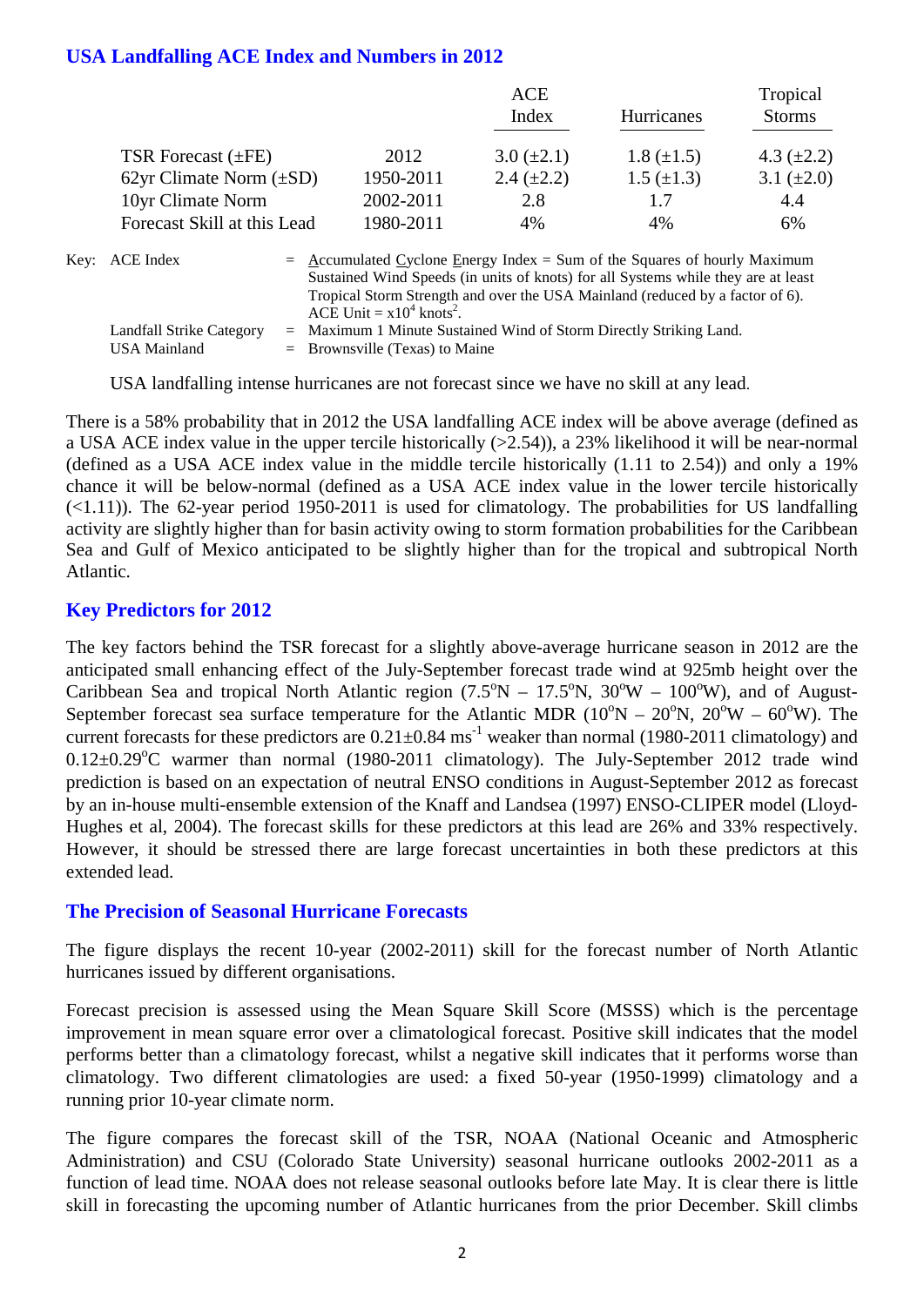## USA Landfalling ACE Index and Numbers in 2012

| | | ACE Index | Hurricanes | Tropical Storms |
|---|---|---|---|---|
| TSR Forecast (±FE) | 2012 | 3.0 (±2.1) | 1.8 (±1.5) | 4.3 (±2.2) |
| 62yr Climate Norm (±SD) | 1950-2011 | 2.4 (±2.2) | 1.5 (±1.3) | 3.1 (±2.0) |
| 10yr Climate Norm | 2002-2011 | 2.8 | 1.7 | 4.4 |
| Forecast Skill at this Lead | 1980-2011 | 4% | 4% | 6% |

Key:
- ACE Index = Accumulated Cyclone Energy Index = Sum of the Squares of hourly Maximum Sustained Wind Speeds (in units of knots) for all Systems while they are at least Tropical Storm Strength and over the USA Mainland (reduced by a factor of 6). ACE Unit = $x10^4$ knots$^2$.
- Landfall Strike Category = Maximum 1 Minute Sustained Wind of Storm Directly Striking Land.
- USA Mainland = Brownsville (Texas) to Maine

USA landfalling intense hurricanes are not forecast since we have no skill at any lead.

There is a 58% probability that in 2012 the USA landfalling ACE index will be above average (defined as a USA ACE index value in the upper tercile historically (>2.54)), a 23% likelihood it will be near-normal (defined as a USA ACE index value in the middle tercile historically (1.11 to 2.54)) and only a 19% chance it will be below-normal (defined as a USA ACE index value in the lower tercile historically (<1.11)). The 62-year period 1950-2011 is used for climatology. The probabilities for US landfalling activity are slightly higher than for basin activity owing to storm formation probabilities for the Caribbean Sea and Gulf of Mexico anticipated to be slightly higher than for the tropical and subtropical North Atlantic.

## Key Predictors for 2012

The key factors behind the TSR forecast for a slightly above-average hurricane season in 2012 are the anticipated small enhancing effect of the July-September forecast trade wind at 925mb height over the Caribbean Sea and tropical North Atlantic region (7.5$^o$N – 17.5$^o$N, 30$^o$W – 100$^o$W), and of August-September forecast sea surface temperature for the Atlantic MDR (10$^o$N – 20$^o$N, 20$^o$W – 60$^o$W). The current forecasts for these predictors are 0.21±0.84 ms$^{-1}$ weaker than normal (1980-2011 climatology) and 0.12±0.29$^o$C warmer than normal (1980-2011 climatology). The July-September 2012 trade wind prediction is based on an expectation of neutral ENSO conditions in August-September 2012 as forecast by an in-house multi-ensemble extension of the Knaff and Landsea (1997) ENSO-CLIPER model (Lloyd-Hughes et al, 2004). The forecast skills for these predictors at this lead are 26% and 33% respectively. However, it should be stressed there are large forecast uncertainties in both these predictors at this extended lead.

## The Precision of Seasonal Hurricane Forecasts

The figure displays the recent 10-year (2002-2011) skill for the forecast number of North Atlantic hurricanes issued by different organisations.

Forecast precision is assessed using the Mean Square Skill Score (MSSS) which is the percentage improvement in mean square error over a climatological forecast. Positive skill indicates that the model performs better than a climatology forecast, whilst a negative skill indicates that it performs worse than climatology. Two different climatologies are used: a fixed 50-year (1950-1999) climatology and a running prior 10-year climate norm.

The figure compares the forecast skill of the TSR, NOAA (National Oceanic and Atmospheric Administration) and CSU (Colorado State University) seasonal hurricane outlooks 2002-2011 as a function of lead time. NOAA does not release seasonal outlooks before late May. It is clear there is little skill in forecasting the upcoming number of Atlantic hurricanes from the prior December. Skill climbs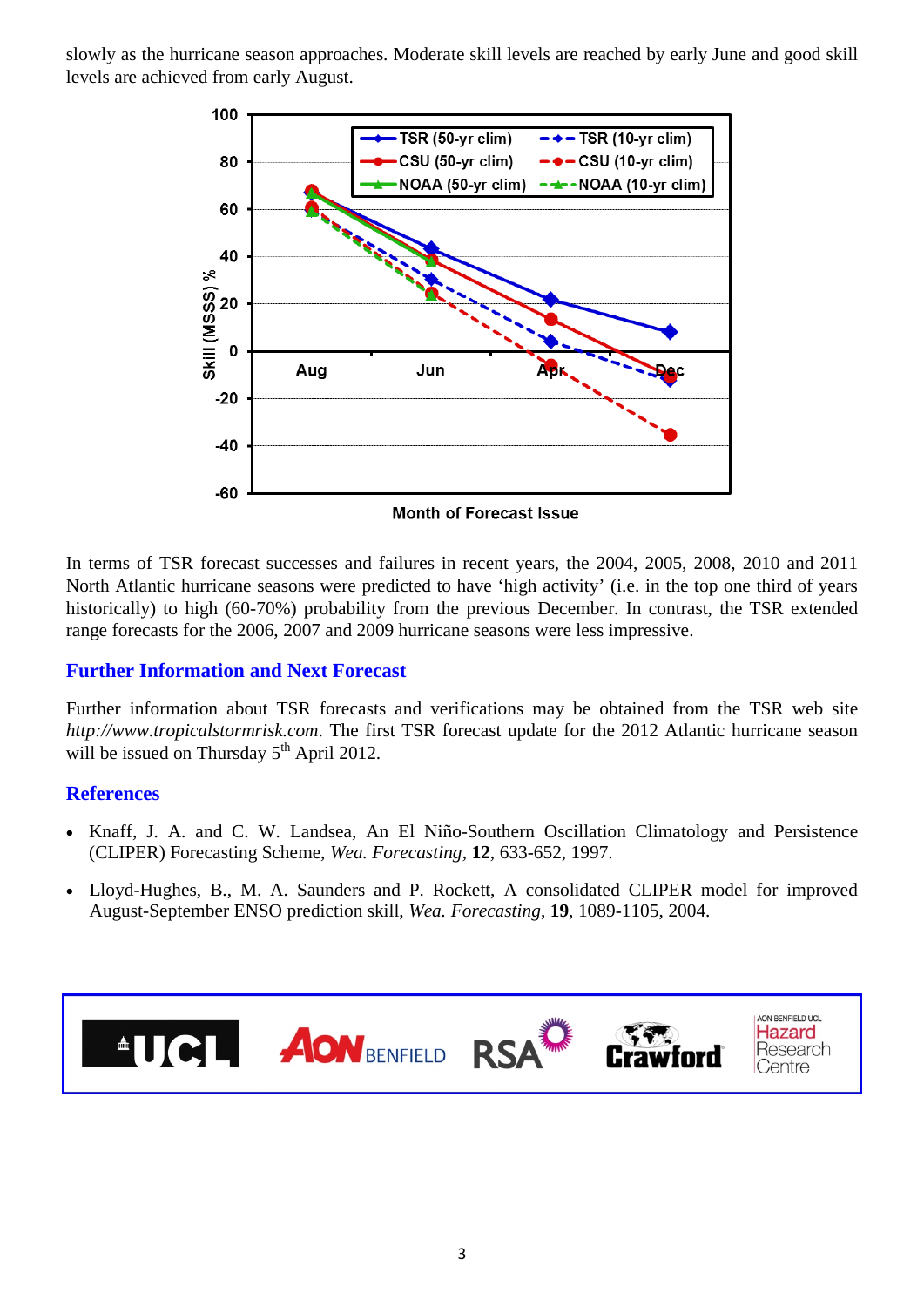slowly as the hurricane season approaches. Moderate skill levels are reached by early June and good skill levels are achieved from early August.

TSR (50-yr clim)
TSR (10-yr clim)
CSU (50-yr clim)
CSU (10-yr clim)
NOAA (50-yr clim)
NOAA (10-yr clim)

Skill (MSSS) %

100
80
60
40
20
0
-20
-40
-60

Aug
Jun
Apr
Dec

Month of Forecast Issue

In terms of TSR forecast successes and failures in recent years, the 2004, 2005, 2008, 2010 and 2011 North Atlantic hurricane seasons were predicted to have 'high activity' (i.e. in the top one third of years historically) to high (60-70%) probability from the previous December. In contrast, the TSR extended range forecasts for the 2006, 2007 and 2009 hurricane seasons were less impressive.

## Further Information and Next Forecast

Further information about TSR forecasts and verifications may be obtained from the TSR web site *http://www.tropicalstormrisk.com*. The first TSR forecast update for the 2012 Atlantic hurricane season will be issued on Thursday 5th April 2012.

## References

- Knaff, J. A. and C. W. Landsea, An El Niño-Southern Oscillation Climatology and Persistence (CLIPER) Forecasting Scheme, *Wea. Forecasting*, **12**, 633-652, 1997.
- Lloyd-Hughes, B., M. A. Saunders and P. Rockett, A consolidated CLIPER model for improved August-September ENSO prediction skill, *Wea. Forecasting*, **19**, 1089-1105, 2004.

UCL | AON BENFIELD | RSA | Crawford | AON BENFIELD UCL Hazard Research Centre